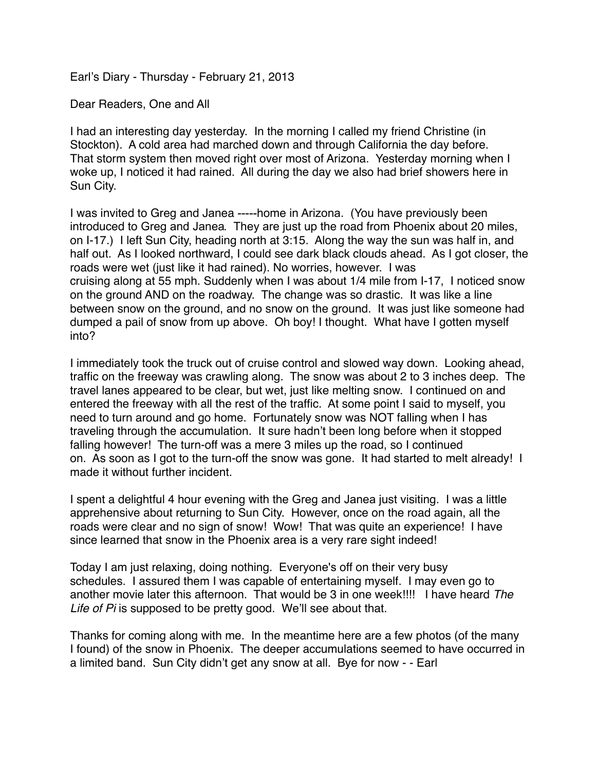Earl's Diary - Thursday - February 21, 2013

Dear Readers, One and All

I had an interesting day yesterday. In the morning I called my friend Christine (in Stockton). A cold area had marched down and through California the day before. That storm system then moved right over most of Arizona. Yesterday morning when I woke up, I noticed it had rained. All during the day we also had brief showers here in Sun City.

I was invited to Greg and Janea -----home in Arizona. (You have previously been introduced to Greg and Janea. They are just up the road from Phoenix about 20 miles, on I-17.) I left Sun City, heading north at 3:15. Along the way the sun was half in, and half out. As I looked northward, I could see dark black clouds ahead. As I got closer, the roads were wet (just like it had rained). No worries, however. I was cruising along at 55 mph. Suddenly when I was about 1/4 mile from I-17, I noticed snow on the ground AND on the roadway. The change was so drastic. It was like a line between snow on the ground, and no snow on the ground. It was just like someone had dumped a pail of snow from up above. Oh boy! I thought. What have I gotten myself into?

I immediately took the truck out of cruise control and slowed way down. Looking ahead, traffic on the freeway was crawling along. The snow was about 2 to 3 inches deep. The travel lanes appeared to be clear, but wet, just like melting snow. I continued on and entered the freeway with all the rest of the traffic. At some point I said to myself, you need to turn around and go home. Fortunately snow was NOT falling when I has traveling through the accumulation. It sure hadn't been long before when it stopped falling however! The turn-off was a mere 3 miles up the road, so I continued on. As soon as I got to the turn-off the snow was gone. It had started to melt already! I made it without further incident.

I spent a delightful 4 hour evening with the Greg and Janea just visiting. I was a little apprehensive about returning to Sun City. However, once on the road again, all the roads were clear and no sign of snow! Wow! That was quite an experience! I have since learned that snow in the Phoenix area is a very rare sight indeed!

Today I am just relaxing, doing nothing. Everyone's off on their very busy schedules. I assured them I was capable of entertaining myself. I may even go to another movie later this afternoon. That would be 3 in one week!!!! I have heard *The Life of Pi* is supposed to be pretty good. We'll see about that.

Thanks for coming along with me. In the meantime here are a few photos (of the many I found) of the snow in Phoenix. The deeper accumulations seemed to have occurred in a limited band. Sun City didn't get any snow at all. Bye for now - - Earl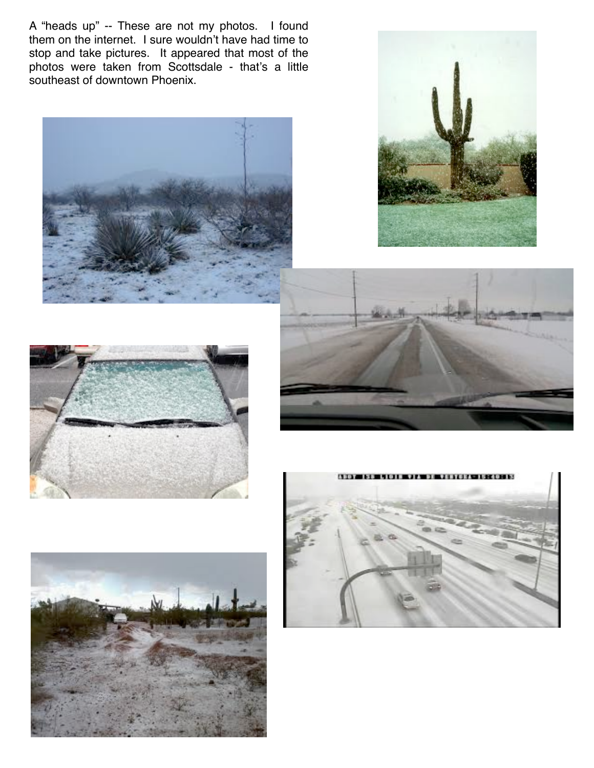A "heads up" -- These are not my photos. I found them on the internet. I sure wouldn't have had time to stop and take pictures. It appeared that most of the photos were taken from Scottsdale - that's a little southeast of downtown Phoenix.